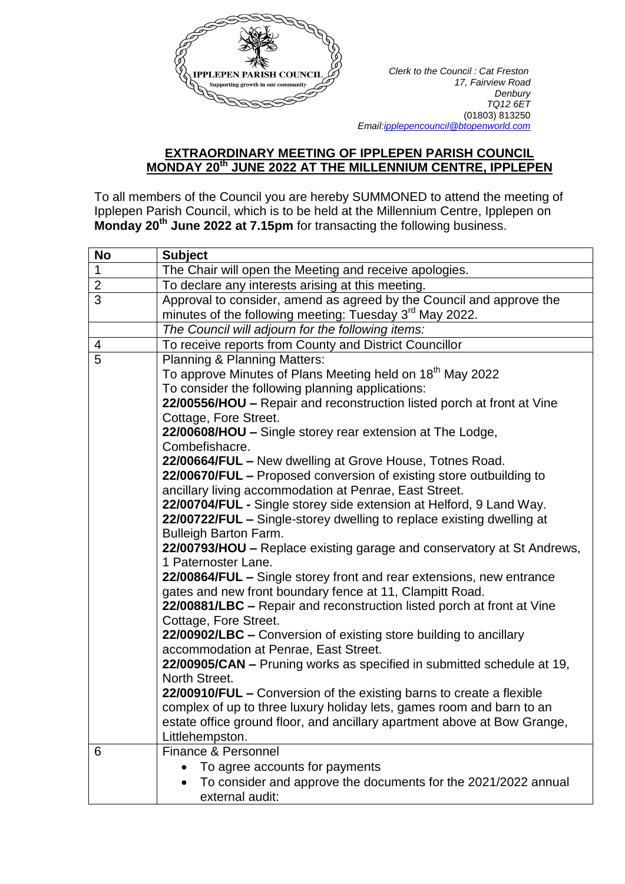IPPLEPEN PARISH COUNCIL
Supporting growth in our community

*Clerk to the Council : Cat Freston*
*17, Fairview Road*
*Denbury*
*TQ12 6ET*
(01803) 813250
*Email:ipplepencouncil@btopenworld.com*

## EXTRAORDINARY MEETING OF IPPLEPEN PARISH COUNCIL MONDAY 20th JUNE 2022 AT THE MILLENNIUM CENTRE, IPPLEPEN

To all members of the Council you are hereby SUMMONED to attend the meeting of Ipplepen Parish Council, which is to be held at the Millennium Centre, Ipplepen on **Monday 20th June 2022 at 7.15pm** for transacting the following business.

| No | Subject |
|---|---|
| 1 | The Chair will open the Meeting and receive apologies. |
| 2 | To declare any interests arising at this meeting. |
| 3 | Approval to consider, amend as agreed by the Council and approve the minutes of the following meeting: Tuesday 3rd May 2022. |
| | *The Council will adjourn for the following items:* |
| 4 | To receive reports from County and District Councillor |
| 5 | Planning & Planning Matters:<br>To approve Minutes of Plans Meeting held on 18th May 2022<br>To consider the following planning applications:<br>**22/00556/HOU –** Repair and reconstruction listed porch at front at Vine Cottage, Fore Street.<br>**22/00608/HOU –** Single storey rear extension at The Lodge, Combefishacre.<br>**22/00664/FUL –** New dwelling at Grove House, Totnes Road.<br>**22/00670/FUL –** Proposed conversion of existing store outbuilding to ancillary living accommodation at Penrae, East Street.<br>**22/00704/FUL -** Single storey side extension at Helford, 9 Land Way.<br>**22/00722/FUL –** Single-storey dwelling to replace existing dwelling at Bulleigh Barton Farm.<br>**22/00793/HOU –** Replace existing garage and conservatory at St Andrews, 1 Paternoster Lane.<br>**22/00864/FUL –** Single storey front and rear extensions, new entrance gates and new front boundary fence at 11, Clampitt Road.<br>**22/00881/LBC –** Repair and reconstruction listed porch at front at Vine Cottage, Fore Street.<br>**22/00902/LBC –** Conversion of existing store building to ancillary accommodation at Penrae, East Street.<br>**22/00905/CAN –** Pruning works as specified in submitted schedule at 19, North Street.<br>**22/00910/FUL –** Conversion of the existing barns to create a flexible complex of up to three luxury holiday lets, games room and barn to an estate office ground floor, and ancillary apartment above at Bow Grange, Littlehempston. |
| 6 | Finance & Personnel<br>• To agree accounts for payments<br>• To consider and approve the documents for the 2021/2022 annual external audit: |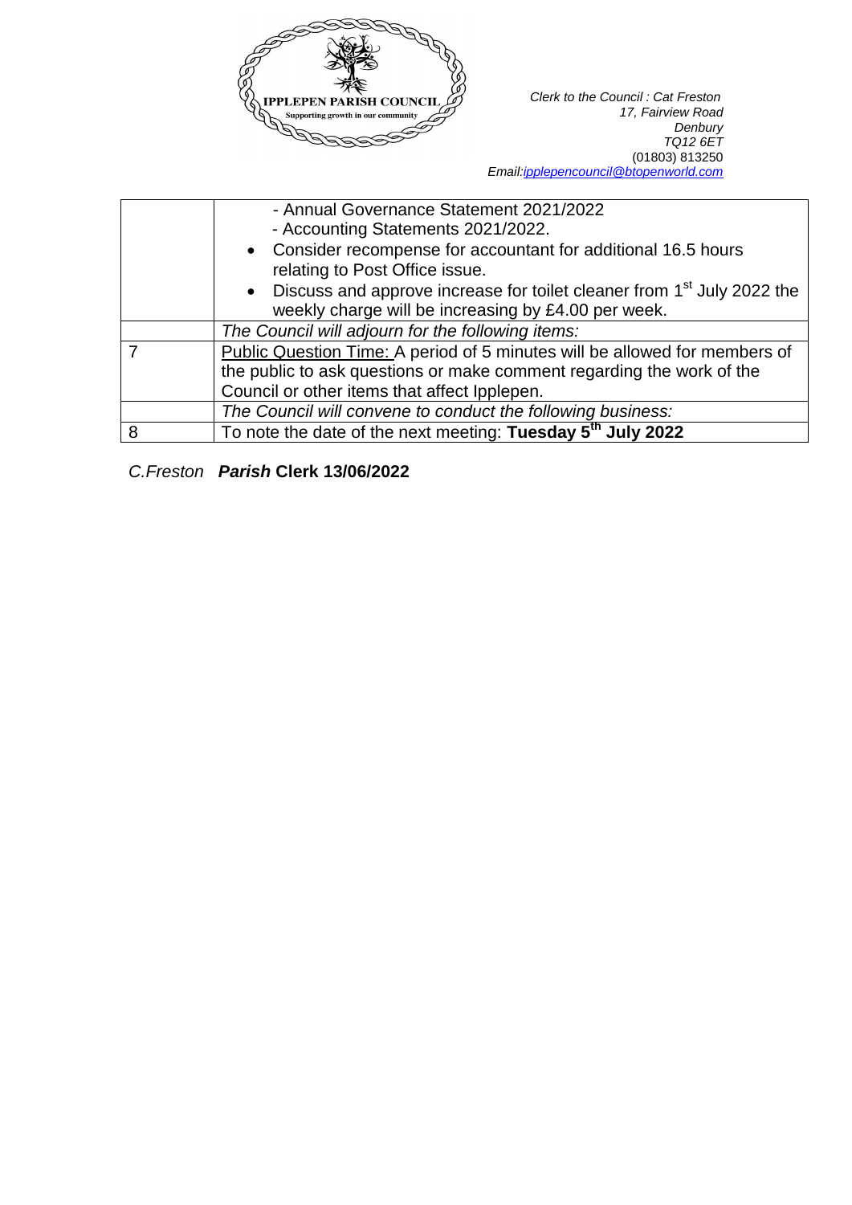IPPLEPEN PARISH COUNCIL
Supporting growth in our community

*Clerk to the Council : Cat Freston*
*17, Fairview Road*
*Denbury*
*TQ12 6ET*
(01803) 813250
*Email:ipplepencouncil@btopenworld.com*

| | |
|---|---|
| | - Annual Governance Statement 2021/2022<br>- Accounting Statements 2021/2022.<br>• Consider recompense for accountant for additional 16.5 hours relating to Post Office issue.<br>• Discuss and approve increase for toilet cleaner from 1st July 2022 the weekly charge will be increasing by £4.00 per week. |
| | *The Council will adjourn for the following items:* |
| 7 | Public Question Time: A period of 5 minutes will be allowed for members of the public to ask questions or make comment regarding the work of the Council or other items that affect Ipplepen. |
| | *The Council will convene to conduct the following business:* |
| 8 | To note the date of the next meeting: **Tuesday 5th July 2022** |

*C.Freston* ***Parish*** **Clerk 13/06/2022**